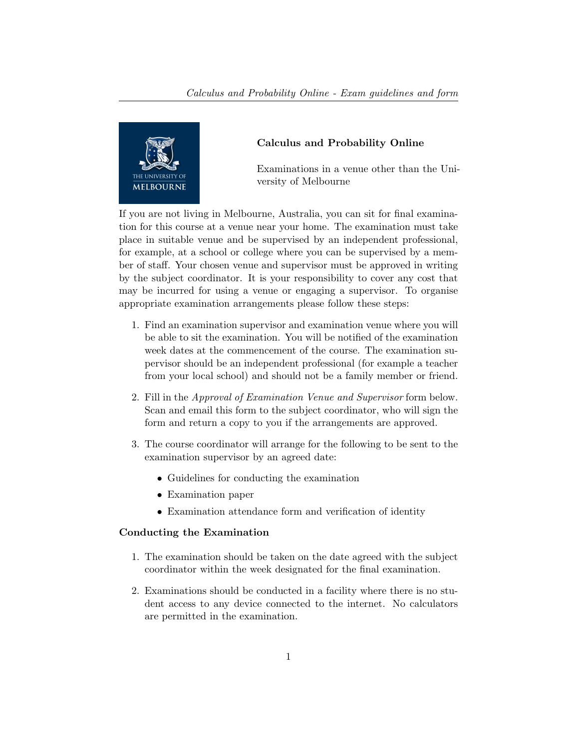**Calculus and Probability Online**

Examinations in a venue other than the University of Melbourne

If you are not living in Melbourne, Australia, you can sit for final examination for this course at a venue near your home. The examination must take place in suitable venue and be supervised by an independent professional, for example, at a school or college where you can be supervised by a member of staff. Your chosen venue and supervisor must be approved in writing by the subject coordinator. It is your responsibility to cover any cost that may be incurred for using a venue or engaging a supervisor. To organise appropriate examination arrangements please follow these steps:

1. Find an examination supervisor and examination venue where you will be able to sit the examination. You will be notified of the examination week dates at the commencement of the course. The examination supervisor should be an independent professional (for example a teacher from your local school) and should not be a family member or friend.

2. Fill in the *Approval of Examination Venue and Supervisor* form below. Scan and email this form to the subject coordinator, who will sign the form and return a copy to you if the arrangements are approved.

3. The course coordinator will arrange for the following to be sent to the examination supervisor by an agreed date:

   - Guidelines for conducting the examination
   - Examination paper
   - Examination attendance form and verification of identity

**Conducting the Examination**

1. The examination should be taken on the date agreed with the subject coordinator within the week designated for the final examination.

2. Examinations should be conducted in a facility where there is no student access to any device connected to the internet. No calculators are permitted in the examination.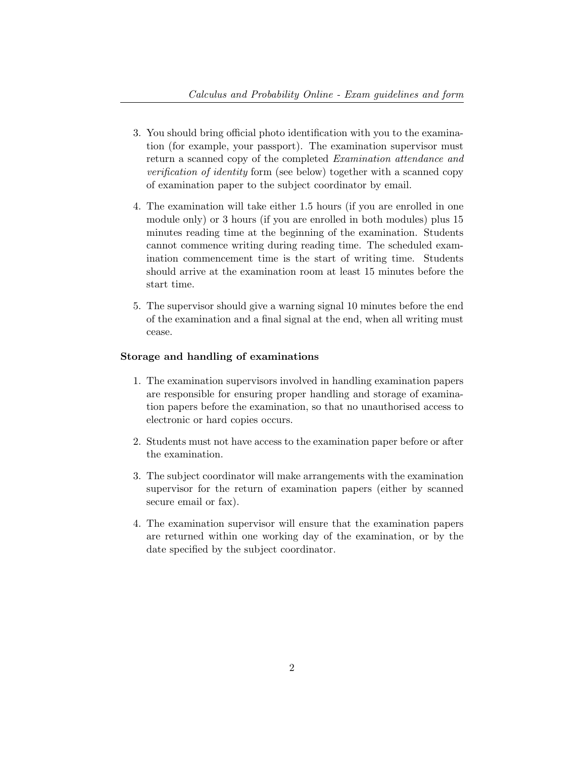3. You should bring official photo identification with you to the examination (for example, your passport). The examination supervisor must return a scanned copy of the completed *Examination attendance and verification of identity* form (see below) together with a scanned copy of examination paper to the subject coordinator by email.

4. The examination will take either 1.5 hours (if you are enrolled in one module only) or 3 hours (if you are enrolled in both modules) plus 15 minutes reading time at the beginning of the examination. Students cannot commence writing during reading time. The scheduled examination commencement time is the start of writing time. Students should arrive at the examination room at least 15 minutes before the start time.

5. The supervisor should give a warning signal 10 minutes before the end of the examination and a final signal at the end, when all writing must cease.

**Storage and handling of examinations**

1. The examination supervisors involved in handling examination papers are responsible for ensuring proper handling and storage of examination papers before the examination, so that no unauthorised access to electronic or hard copies occurs.

2. Students must not have access to the examination paper before or after the examination.

3. The subject coordinator will make arrangements with the examination supervisor for the return of examination papers (either by scanned secure email or fax).

4. The examination supervisor will ensure that the examination papers are returned within one working day of the examination, or by the date specified by the subject coordinator.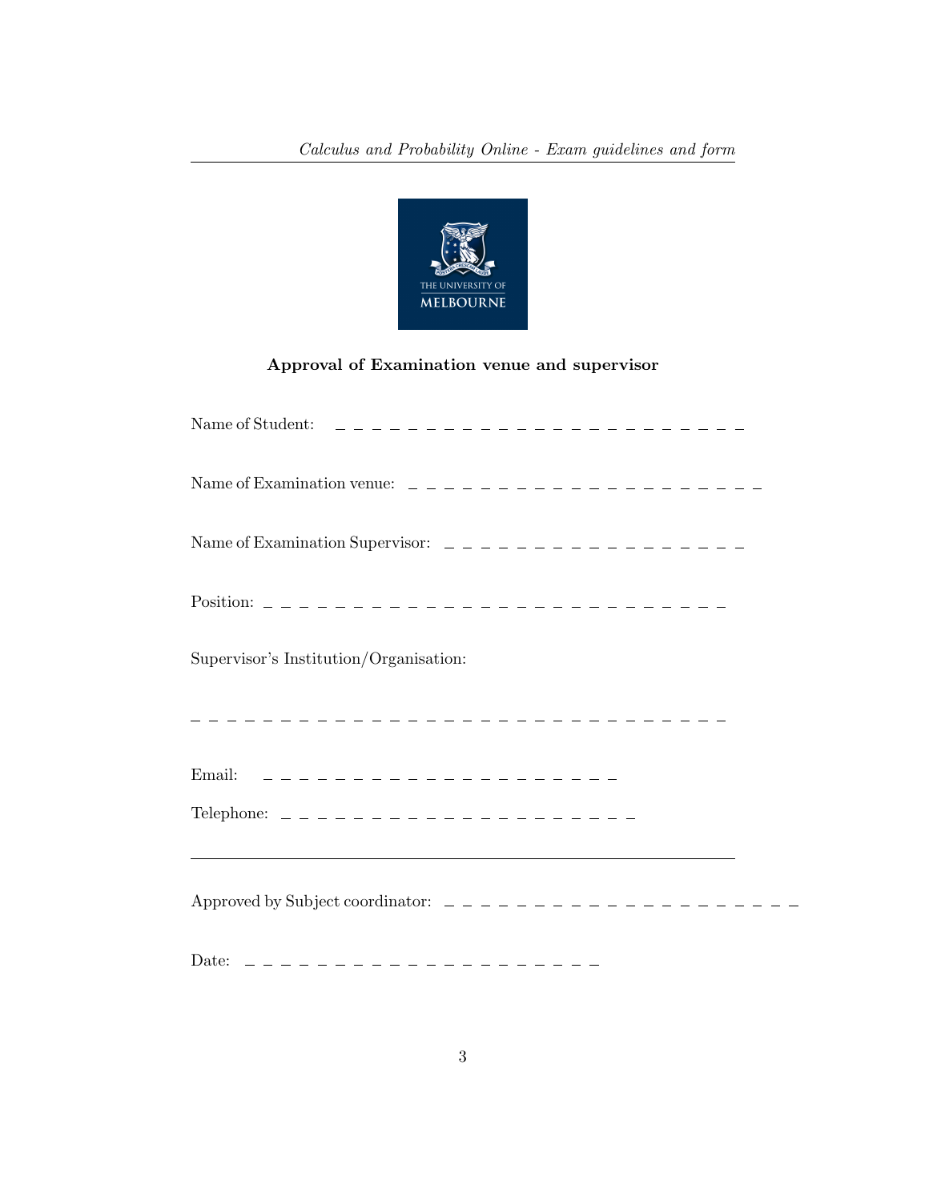**Approval of Examination venue and supervisor**

Name of Student: _ _ _ _ _ _ _ _ _ _ _ _ _ _ _ _ _ _ _ _ _ _ _ _ _

Name of Examination venue: _ _ _ _ _ _ _ _ _ _ _ _ _ _ _ _ _ _ _ _ _ _

Name of Examination Supervisor: _ _ _ _ _ _ _ _ _ _ _ _ _ _ _ _ _ _

Position: _ _ _ _ _ _ _ _ _ _ _ _ _ _ _ _ _ _ _ _ _ _ _ _ _ _ _

Supervisor's Institution/Organisation:

_ _ _ _ _ _ _ _ _ _ _ _ _ _ _ _ _ _ _ _ _ _ _ _ _ _ _ _ _ _ _

Email: _ _ _ _ _ _ _ _ _ _ _ _ _ _ _ _ _ _ _ _ _

Telephone: _ _ _ _ _ _ _ _ _ _ _ _ _ _ _ _ _ _ _ _ _

---

Approved by Subject coordinator: _ _ _ _ _ _ _ _ _ _ _ _ _ _ _ _ _ _ _ _ _

Date: _ _ _ _ _ _ _ _ _ _ _ _ _ _ _ _ _ _ _ _ _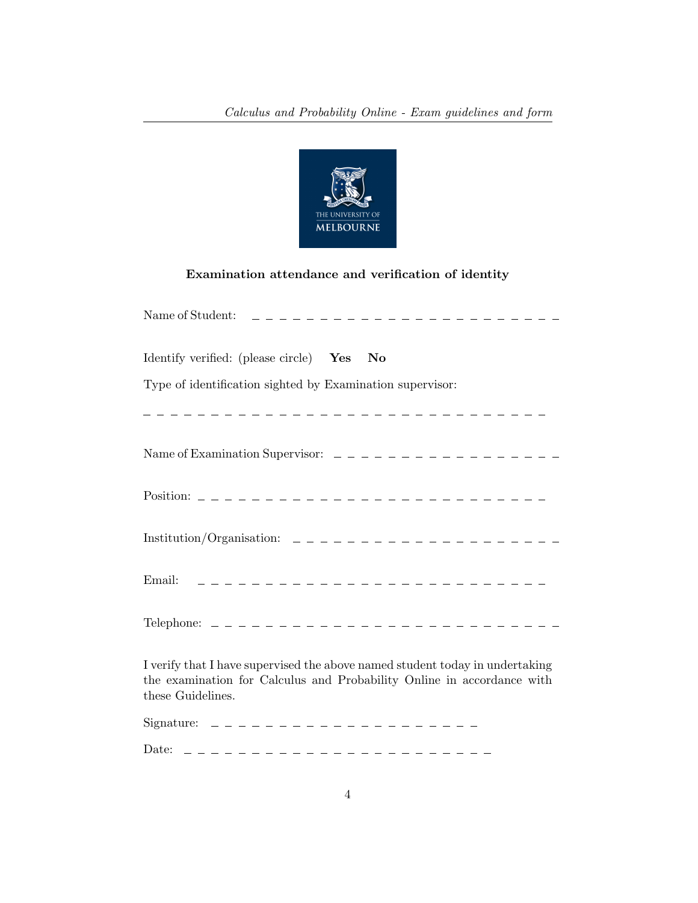**Examination attendance and verification of identity**

Name of Student: _ _ _ _ _ _ _ _ _ _ _ _ _ _ _ _ _ _ _ _ _ _ _ _ _

Identify verified: (please circle) **Yes** **No**

Type of identification sighted by Examination supervisor:

_ _ _ _ _ _ _ _ _ _ _ _ _ _ _ _ _ _ _ _ _ _ _ _ _ _ _ _ _ _

Name of Examination Supervisor: _ _ _ _ _ _ _ _ _ _ _ _ _ _ _ _ _ _

Position: _ _ _ _ _ _ _ _ _ _ _ _ _ _ _ _ _ _ _ _ _ _ _ _ _ _

Institution/Organisation: _ _ _ _ _ _ _ _ _ _ _ _ _ _ _ _ _ _ _ _ _

Email: _ _ _ _ _ _ _ _ _ _ _ _ _ _ _ _ _ _ _ _ _ _ _ _ _ _

Telephone: _ _ _ _ _ _ _ _ _ _ _ _ _ _ _ _ _ _ _ _ _ _ _ _ _ _

I verify that I have supervised the above named student today in undertaking the examination for Calculus and Probability Online in accordance with these Guidelines.

Signature: _ _ _ _ _ _ _ _ _ _ _ _ _ _ _ _ _ _ _ _

Date: _ _ _ _ _ _ _ _ _ _ _ _ _ _ _ _ _ _ _ _ _ _ _